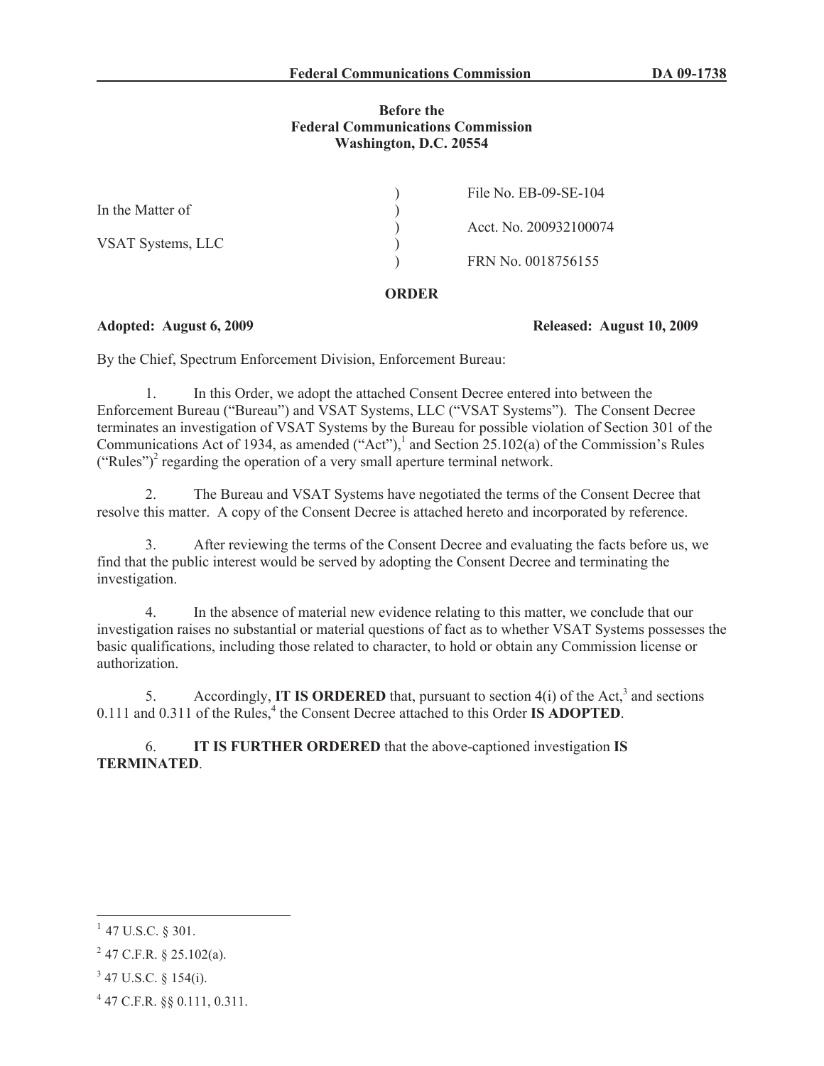**Before the**
**Federal Communications Commission**
**Washington, D.C. 20554**

| | | |
|---|---|---|
| In the Matter of | ) | File No. EB-09-SE-104 |
| | ) | Acct. No. 200932100074 |
| VSAT Systems, LLC | ) | FRN No. 0018756155 |

**ORDER**

**Adopted: August 6, 2009** **Released: August 10, 2009**

By the Chief, Spectrum Enforcement Division, Enforcement Bureau:

1. In this Order, we adopt the attached Consent Decree entered into between the Enforcement Bureau ("Bureau") and VSAT Systems, LLC ("VSAT Systems"). The Consent Decree terminates an investigation of VSAT Systems by the Bureau for possible violation of Section 301 of the Communications Act of 1934, as amended ("Act"),[1] and Section 25.102(a) of the Commission's Rules ("Rules")[2] regarding the operation of a very small aperture terminal network.

2. The Bureau and VSAT Systems have negotiated the terms of the Consent Decree that resolve this matter. A copy of the Consent Decree is attached hereto and incorporated by reference.

3. After reviewing the terms of the Consent Decree and evaluating the facts before us, we find that the public interest would be served by adopting the Consent Decree and terminating the investigation.

4. In the absence of material new evidence relating to this matter, we conclude that our investigation raises no substantial or material questions of fact as to whether VSAT Systems possesses the basic qualifications, including those related to character, to hold or obtain any Commission license or authorization.

5. Accordingly, **IT IS ORDERED** that, pursuant to section 4(i) of the Act,[3] and sections 0.111 and 0.311 of the Rules,[4] the Consent Decree attached to this Order **IS ADOPTED**.

6. **IT IS FURTHER ORDERED** that the above-captioned investigation **IS TERMINATED**.

---

[1] 47 U.S.C. § 301.

[2] 47 C.F.R. § 25.102(a).

[3] 47 U.S.C. § 154(i).

[4] 47 C.F.R. §§ 0.111, 0.311.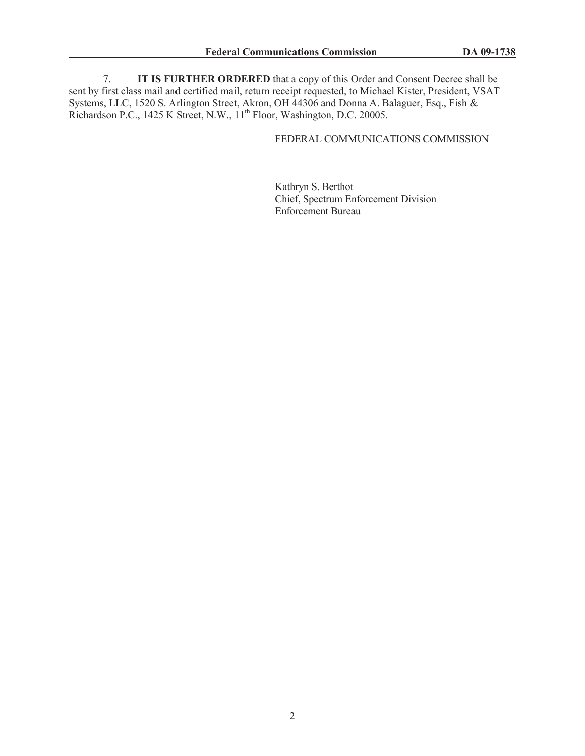7. **IT IS FURTHER ORDERED** that a copy of this Order and Consent Decree shall be sent by first class mail and certified mail, return receipt requested, to Michael Kister, President, VSAT Systems, LLC, 1520 S. Arlington Street, Akron, OH 44306 and Donna A. Balaguer, Esq., Fish & Richardson P.C., 1425 K Street, N.W., 11th Floor, Washington, D.C. 20005.

FEDERAL COMMUNICATIONS COMMISSION

Kathryn S. Berthot
Chief, Spectrum Enforcement Division
Enforcement Bureau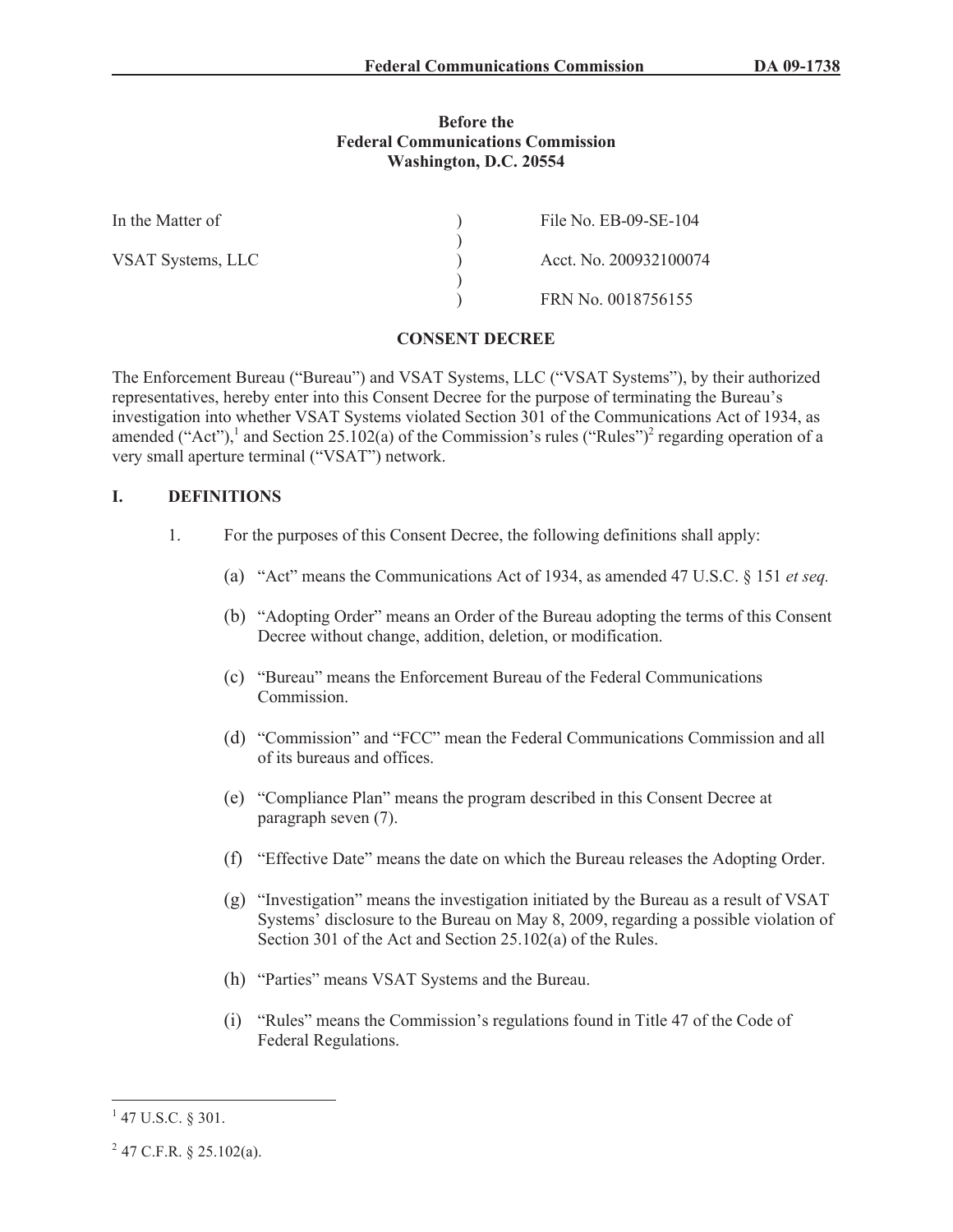Before the
Federal Communications Commission
Washington, D.C. 20554

| | | |
|---|---|---|
| In the Matter of | ) | File No. EB-09-SE-104 |
| | ) | |
| VSAT Systems, LLC | ) | Acct. No. 200932100074 |
| | ) | |
| | ) | FRN No. 0018756155 |

**CONSENT DECREE**

The Enforcement Bureau ("Bureau") and VSAT Systems, LLC ("VSAT Systems"), by their authorized representatives, hereby enter into this Consent Decree for the purpose of terminating the Bureau's investigation into whether VSAT Systems violated Section 301 of the Communications Act of 1934, as amended ("Act"),[1] and Section 25.102(a) of the Commission's rules ("Rules")[2] regarding operation of a very small aperture terminal ("VSAT") network.

## I. DEFINITIONS

1. For the purposes of this Consent Decree, the following definitions shall apply:

   (a) "Act" means the Communications Act of 1934, as amended 47 U.S.C. § 151 *et seq.*

   (b) "Adopting Order" means an Order of the Bureau adopting the terms of this Consent Decree without change, addition, deletion, or modification.

   (c) "Bureau" means the Enforcement Bureau of the Federal Communications Commission.

   (d) "Commission" and "FCC" mean the Federal Communications Commission and all of its bureaus and offices.

   (e) "Compliance Plan" means the program described in this Consent Decree at paragraph seven (7).

   (f) "Effective Date" means the date on which the Bureau releases the Adopting Order.

   (g) "Investigation" means the investigation initiated by the Bureau as a result of VSAT Systems' disclosure to the Bureau on May 8, 2009, regarding a possible violation of Section 301 of the Act and Section 25.102(a) of the Rules.

   (h) "Parties" means VSAT Systems and the Bureau.

   (i) "Rules" means the Commission's regulations found in Title 47 of the Code of Federal Regulations.

---

[1] 47 U.S.C. § 301.

[2] 47 C.F.R. § 25.102(a).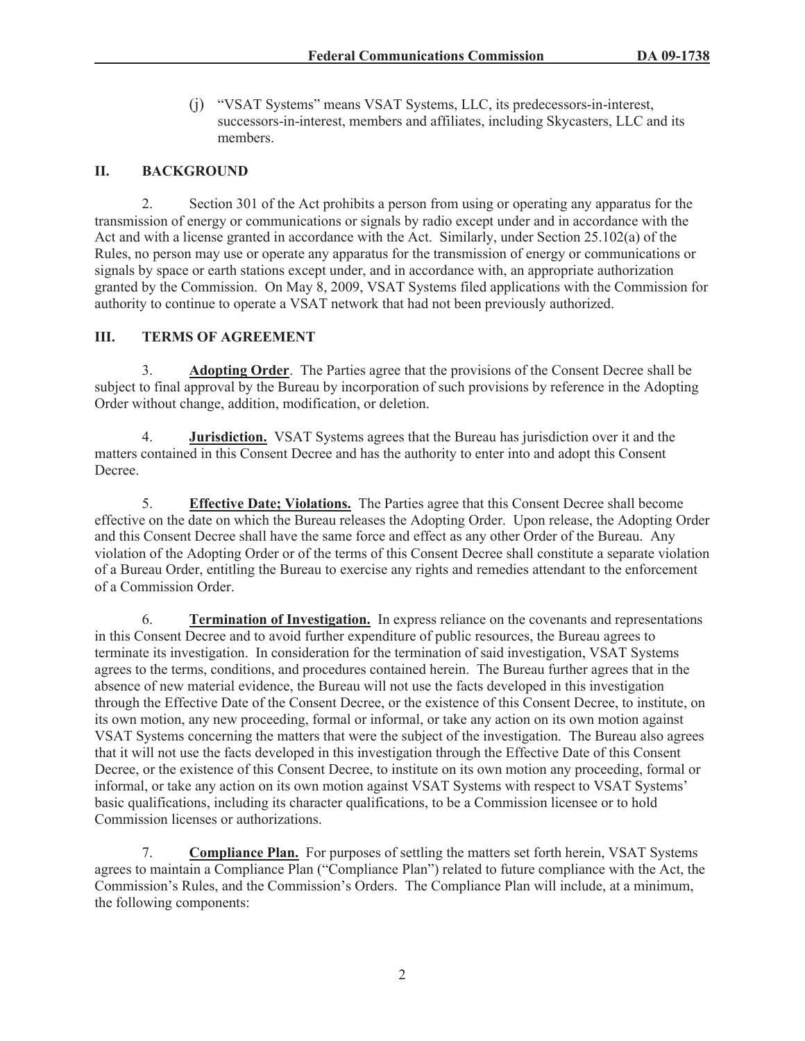(j) "VSAT Systems" means VSAT Systems, LLC, its predecessors-in-interest, successors-in-interest, members and affiliates, including Skycasters, LLC and its members.

## II. BACKGROUND

2. Section 301 of the Act prohibits a person from using or operating any apparatus for the transmission of energy or communications or signals by radio except under and in accordance with the Act and with a license granted in accordance with the Act. Similarly, under Section 25.102(a) of the Rules, no person may use or operate any apparatus for the transmission of energy or communications or signals by space or earth stations except under, and in accordance with, an appropriate authorization granted by the Commission. On May 8, 2009, VSAT Systems filed applications with the Commission for authority to continue to operate a VSAT network that had not been previously authorized.

## III. TERMS OF AGREEMENT

3. **Adopting Order**. The Parties agree that the provisions of the Consent Decree shall be subject to final approval by the Bureau by incorporation of such provisions by reference in the Adopting Order without change, addition, modification, or deletion.

4. **Jurisdiction.** VSAT Systems agrees that the Bureau has jurisdiction over it and the matters contained in this Consent Decree and has the authority to enter into and adopt this Consent Decree.

5. **Effective Date; Violations.** The Parties agree that this Consent Decree shall become effective on the date on which the Bureau releases the Adopting Order. Upon release, the Adopting Order and this Consent Decree shall have the same force and effect as any other Order of the Bureau. Any violation of the Adopting Order or of the terms of this Consent Decree shall constitute a separate violation of a Bureau Order, entitling the Bureau to exercise any rights and remedies attendant to the enforcement of a Commission Order.

6. **Termination of Investigation.** In express reliance on the covenants and representations in this Consent Decree and to avoid further expenditure of public resources, the Bureau agrees to terminate its investigation. In consideration for the termination of said investigation, VSAT Systems agrees to the terms, conditions, and procedures contained herein. The Bureau further agrees that in the absence of new material evidence, the Bureau will not use the facts developed in this investigation through the Effective Date of the Consent Decree, or the existence of this Consent Decree, to institute, on its own motion, any new proceeding, formal or informal, or take any action on its own motion against VSAT Systems concerning the matters that were the subject of the investigation. The Bureau also agrees that it will not use the facts developed in this investigation through the Effective Date of this Consent Decree, or the existence of this Consent Decree, to institute on its own motion any proceeding, formal or informal, or take any action on its own motion against VSAT Systems with respect to VSAT Systems' basic qualifications, including its character qualifications, to be a Commission licensee or to hold Commission licenses or authorizations.

7. **Compliance Plan.** For purposes of settling the matters set forth herein, VSAT Systems agrees to maintain a Compliance Plan ("Compliance Plan") related to future compliance with the Act, the Commission's Rules, and the Commission's Orders. The Compliance Plan will include, at a minimum, the following components: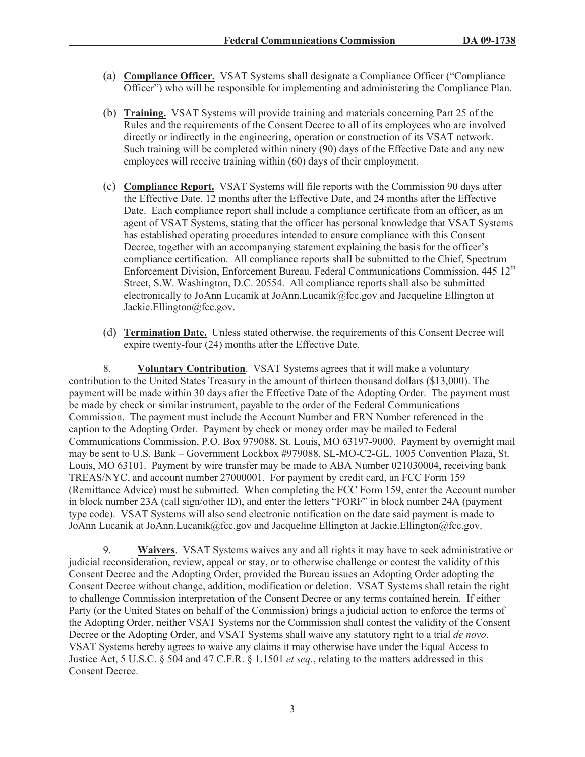(a) **Compliance Officer.** VSAT Systems shall designate a Compliance Officer ("Compliance Officer") who will be responsible for implementing and administering the Compliance Plan.

(b) **Training.** VSAT Systems will provide training and materials concerning Part 25 of the Rules and the requirements of the Consent Decree to all of its employees who are involved directly or indirectly in the engineering, operation or construction of its VSAT network. Such training will be completed within ninety (90) days of the Effective Date and any new employees will receive training within (60) days of their employment.

(c) **Compliance Report.** VSAT Systems will file reports with the Commission 90 days after the Effective Date, 12 months after the Effective Date, and 24 months after the Effective Date. Each compliance report shall include a compliance certificate from an officer, as an agent of VSAT Systems, stating that the officer has personal knowledge that VSAT Systems has established operating procedures intended to ensure compliance with this Consent Decree, together with an accompanying statement explaining the basis for the officer's compliance certification. All compliance reports shall be submitted to the Chief, Spectrum Enforcement Division, Enforcement Bureau, Federal Communications Commission, 445 12th Street, S.W. Washington, D.C. 20554. All compliance reports shall also be submitted electronically to JoAnn Lucanik at JoAnn.Lucanik@fcc.gov and Jacqueline Ellington at Jackie.Ellington@fcc.gov.

(d) **Termination Date.** Unless stated otherwise, the requirements of this Consent Decree will expire twenty-four (24) months after the Effective Date.

8. **Voluntary Contribution**. VSAT Systems agrees that it will make a voluntary contribution to the United States Treasury in the amount of thirteen thousand dollars ($13,000). The payment will be made within 30 days after the Effective Date of the Adopting Order. The payment must be made by check or similar instrument, payable to the order of the Federal Communications Commission. The payment must include the Account Number and FRN Number referenced in the caption to the Adopting Order. Payment by check or money order may be mailed to Federal Communications Commission, P.O. Box 979088, St. Louis, MO 63197-9000. Payment by overnight mail may be sent to U.S. Bank – Government Lockbox #979088, SL-MO-C2-GL, 1005 Convention Plaza, St. Louis, MO 63101. Payment by wire transfer may be made to ABA Number 021030004, receiving bank TREAS/NYC, and account number 27000001. For payment by credit card, an FCC Form 159 (Remittance Advice) must be submitted. When completing the FCC Form 159, enter the Account number in block number 23A (call sign/other ID), and enter the letters "FORF" in block number 24A (payment type code). VSAT Systems will also send electronic notification on the date said payment is made to JoAnn Lucanik at JoAnn.Lucanik@fcc.gov and Jacqueline Ellington at Jackie.Ellington@fcc.gov.

9. **Waivers**. VSAT Systems waives any and all rights it may have to seek administrative or judicial reconsideration, review, appeal or stay, or to otherwise challenge or contest the validity of this Consent Decree and the Adopting Order, provided the Bureau issues an Adopting Order adopting the Consent Decree without change, addition, modification or deletion. VSAT Systems shall retain the right to challenge Commission interpretation of the Consent Decree or any terms contained herein. If either Party (or the United States on behalf of the Commission) brings a judicial action to enforce the terms of the Adopting Order, neither VSAT Systems nor the Commission shall contest the validity of the Consent Decree or the Adopting Order, and VSAT Systems shall waive any statutory right to a trial *de novo*. VSAT Systems hereby agrees to waive any claims it may otherwise have under the Equal Access to Justice Act, 5 U.S.C. § 504 and 47 C.F.R. § 1.1501 *et seq.*, relating to the matters addressed in this Consent Decree.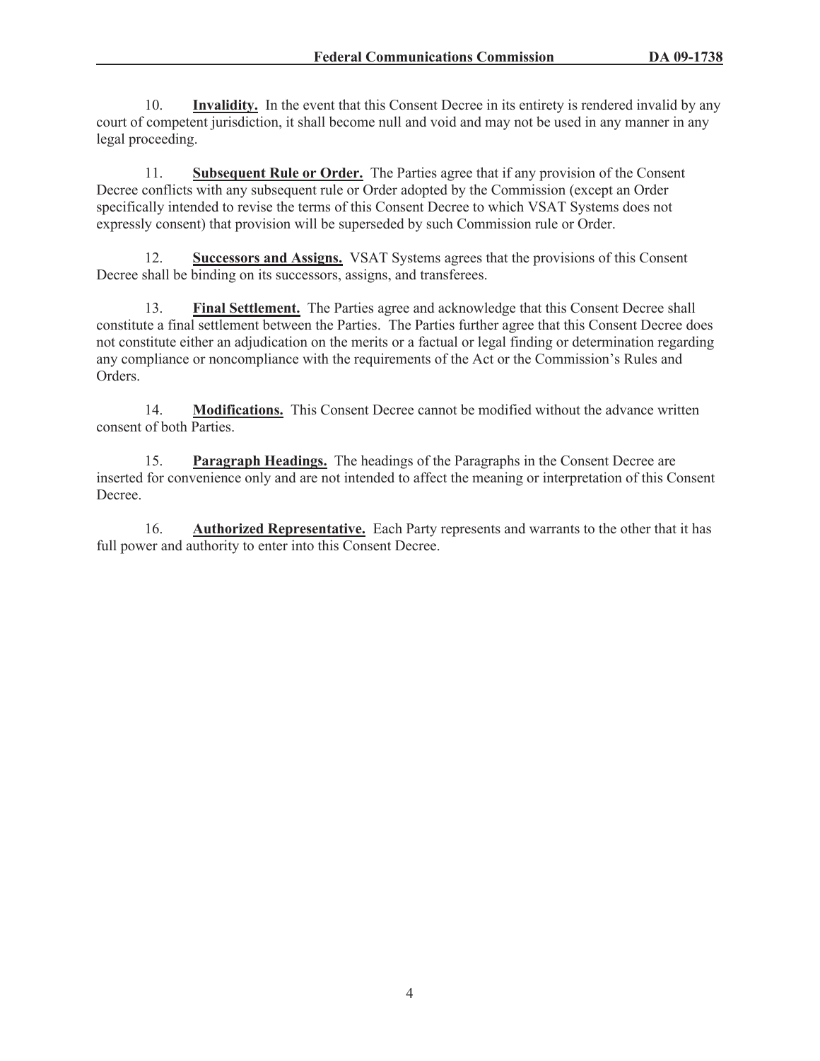10. **Invalidity.** In the event that this Consent Decree in its entirety is rendered invalid by any court of competent jurisdiction, it shall become null and void and may not be used in any manner in any legal proceeding.

11. **Subsequent Rule or Order.** The Parties agree that if any provision of the Consent Decree conflicts with any subsequent rule or Order adopted by the Commission (except an Order specifically intended to revise the terms of this Consent Decree to which VSAT Systems does not expressly consent) that provision will be superseded by such Commission rule or Order.

12. **Successors and Assigns.** VSAT Systems agrees that the provisions of this Consent Decree shall be binding on its successors, assigns, and transferees.

13. **Final Settlement.** The Parties agree and acknowledge that this Consent Decree shall constitute a final settlement between the Parties. The Parties further agree that this Consent Decree does not constitute either an adjudication on the merits or a factual or legal finding or determination regarding any compliance or noncompliance with the requirements of the Act or the Commission's Rules and Orders.

14. **Modifications.** This Consent Decree cannot be modified without the advance written consent of both Parties.

15. **Paragraph Headings.** The headings of the Paragraphs in the Consent Decree are inserted for convenience only and are not intended to affect the meaning or interpretation of this Consent Decree.

16. **Authorized Representative.** Each Party represents and warrants to the other that it has full power and authority to enter into this Consent Decree.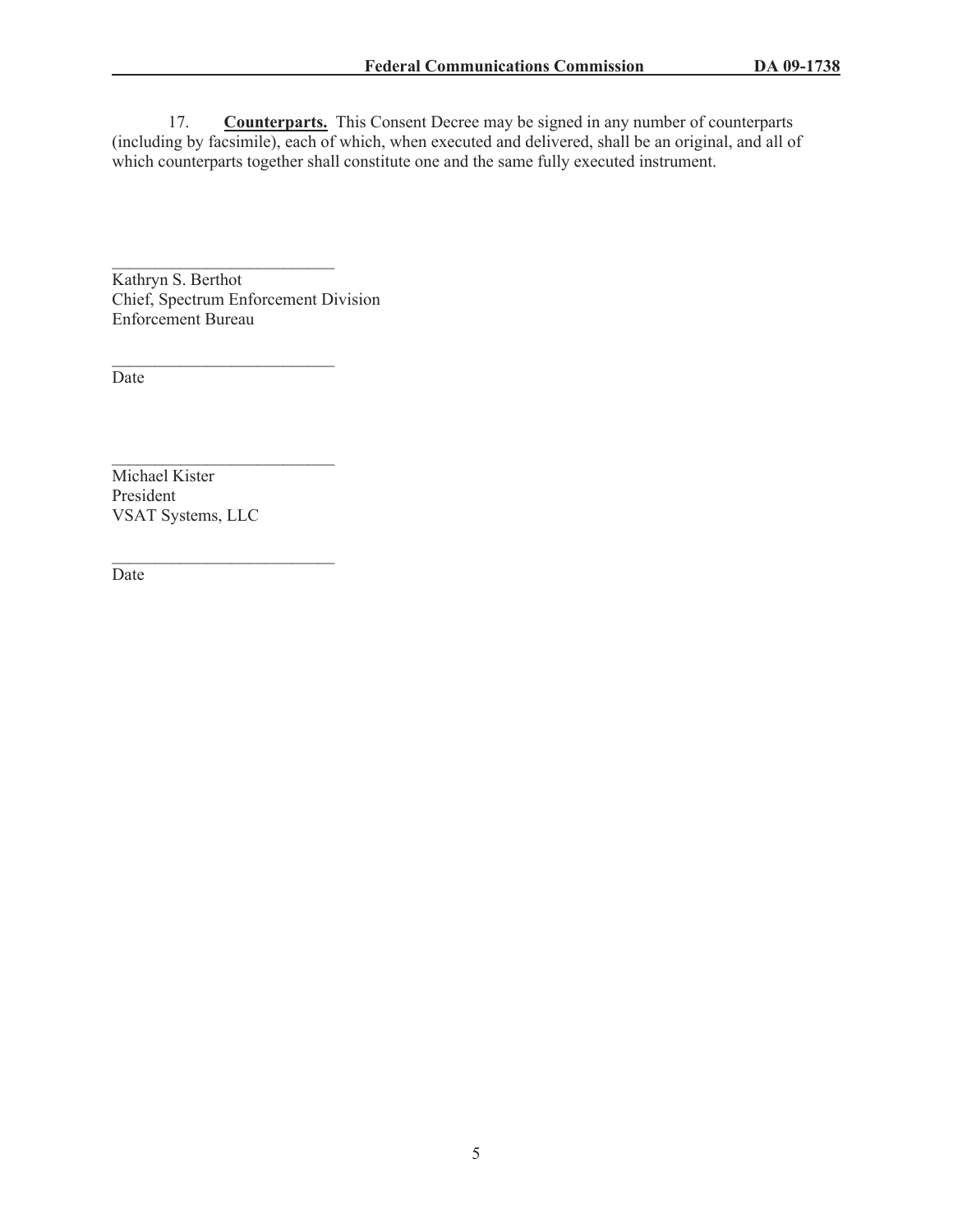17. **Counterparts.** This Consent Decree may be signed in any number of counterparts (including by facsimile), each of which, when executed and delivered, shall be an original, and all of which counterparts together shall constitute one and the same fully executed instrument.

\_\_\_\_\_\_\_\_\_\_\_\_\_\_\_\_\_\_\_\_\_\_\_\_\_\_

Kathryn S. Berthot
Chief, Spectrum Enforcement Division
Enforcement Bureau

\_\_\_\_\_\_\_\_\_\_\_\_\_\_\_\_\_\_\_\_\_\_\_\_\_\_

Date

\_\_\_\_\_\_\_\_\_\_\_\_\_\_\_\_\_\_\_\_\_\_\_\_\_\_

Michael Kister
President
VSAT Systems, LLC

\_\_\_\_\_\_\_\_\_\_\_\_\_\_\_\_\_\_\_\_\_\_\_\_\_\_

Date